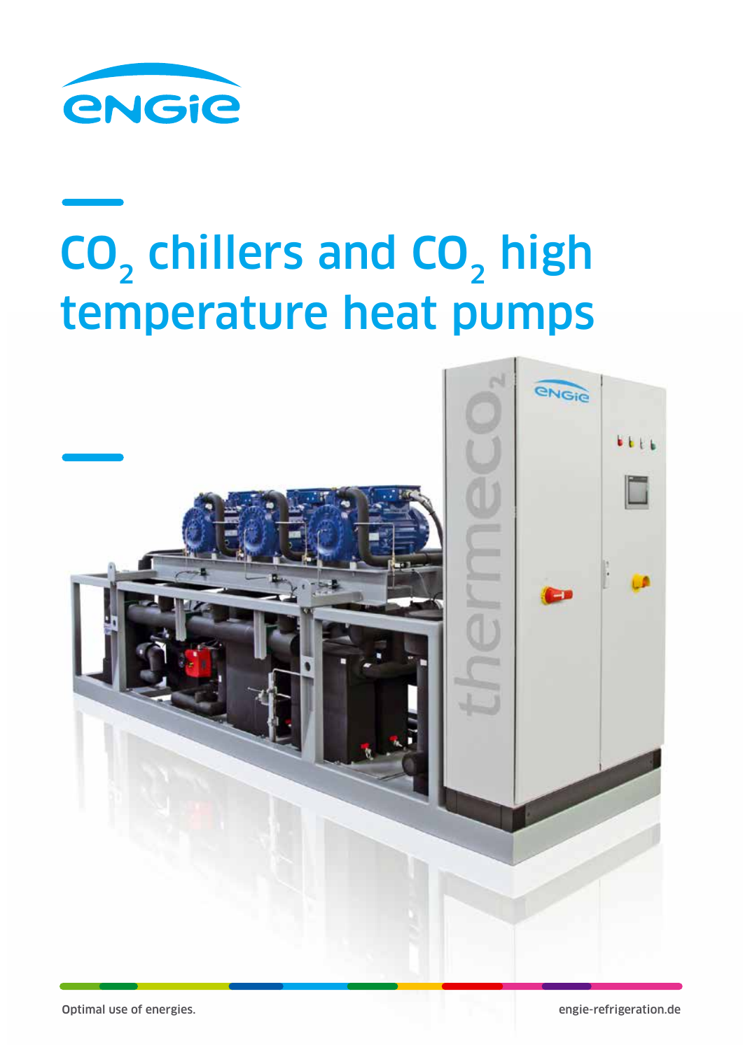# $CO_2$ chillers and $CO_2$ high temperature heat pumps

Optimal use of energies.

engie-refrigeration.de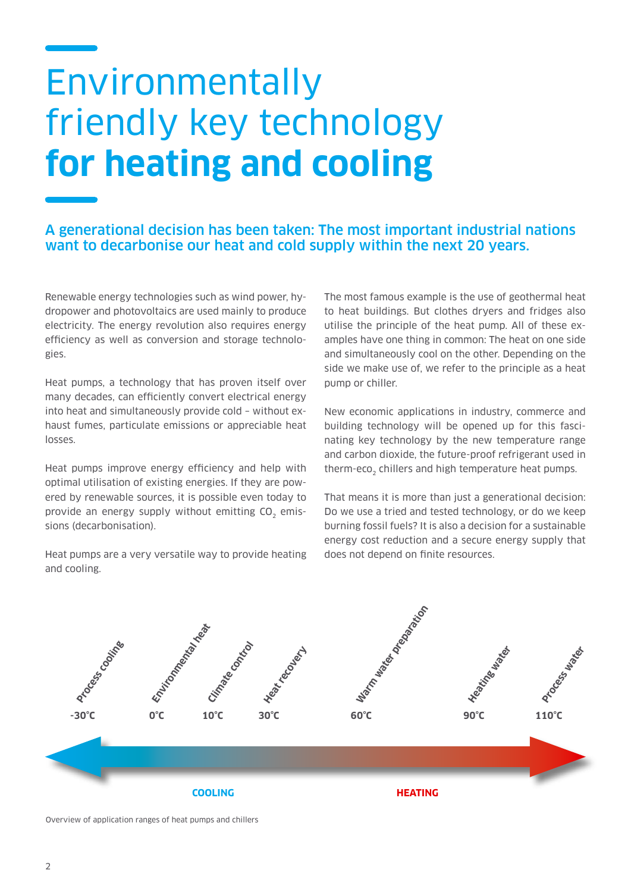# Environmentally friendly key technology **for heating and cooling**

## A generational decision has been taken: The most important industrial nations want to decarbonise our heat and cold supply within the next 20 years.

Renewable energy technologies such as wind power, hydropower and photovoltaics are used mainly to produce electricity. The energy revolution also requires energy efficiency as well as conversion and storage technologies.

Heat pumps, a technology that has proven itself over many decades, can efficiently convert electrical energy into heat and simultaneously provide cold – without exhaust fumes, particulate emissions or appreciable heat losses.

Heat pumps improve energy efficiency and help with optimal utilisation of existing energies. If they are powered by renewable sources, it is possible even today to provide an energy supply without emitting $CO_2$ emissions (decarbonisation).

Heat pumps are a very versatile way to provide heating and cooling.

The most famous example is the use of geothermal heat to heat buildings. But clothes dryers and fridges also utilise the principle of the heat pump. All of these examples have one thing in common: The heat on one side and simultaneously cool on the other. Depending on the side we make use of, we refer to the principle as a heat pump or chiller.

New economic applications in industry, commerce and building technology will be opened up for this fascinating key technology by the new temperature range and carbon dioxide, the future-proof refrigerant used in therm-eco$_2$ chillers and high temperature heat pumps.

That means it is more than just a generational decision: Do we use a tried and tested technology, or do we keep burning fossil fuels? It is also a decision for a sustainable energy cost reduction and a secure energy supply that does not depend on finite resources.

| Process cooling | Environmental heat | Climate control | Heat recovery | Warm water preparation | Heating water | Process water |
|---|---|---|---|---|---|---|
| -30°C | 0°C | 10°C | 30°C | 60°C | 90°C | 110°C |

COOLING ← → HEATING

Overview of application ranges of heat pumps and chillers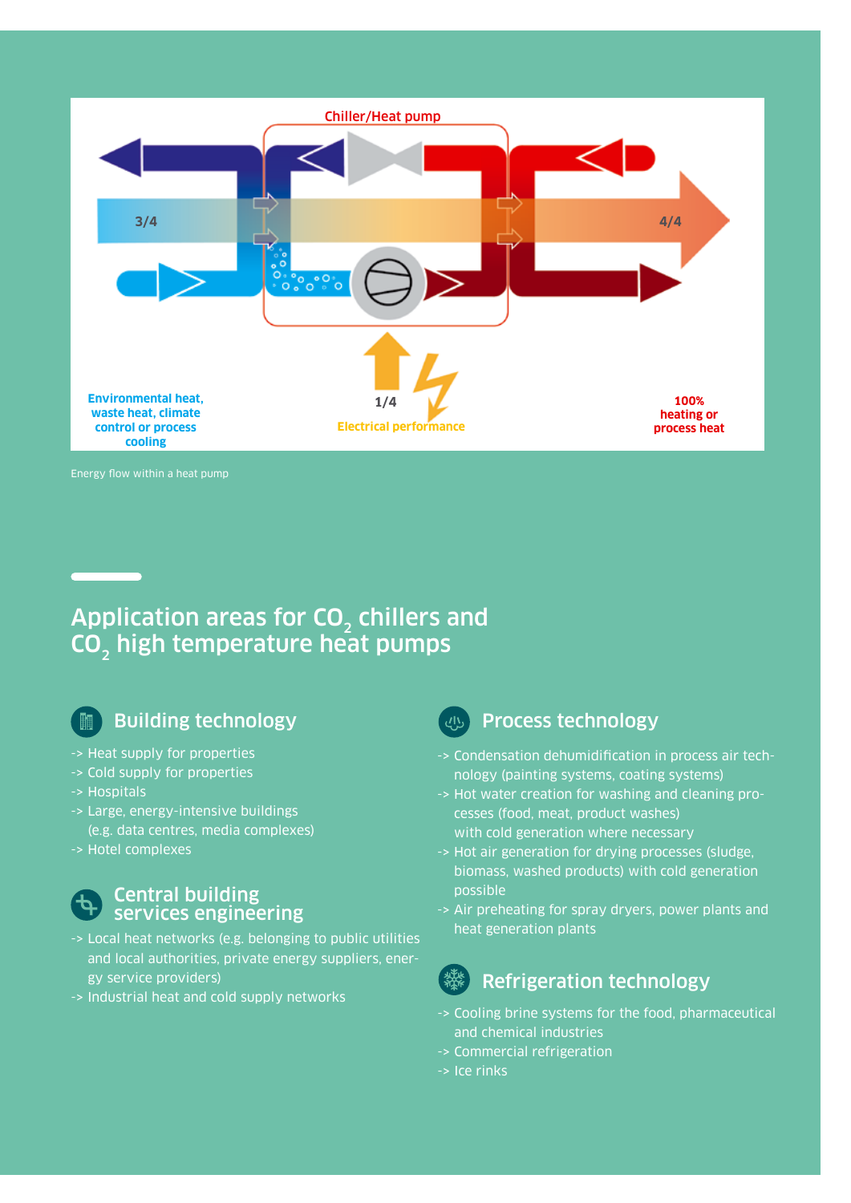Chiller/Heat pump

3/4

4/4

1/4

Environmental heat, waste heat, climate control or process cooling

Electrical performance

100% heating or process heat

Energy flow within a heat pump

## Application areas for $CO_2$ chillers and $CO_2$ high temperature heat pumps

### Building technology

- -> Heat supply for properties
- -> Cold supply for properties
- -> Hospitals
- -> Large, energy-intensive buildings (e.g. data centres, media complexes)
- -> Hotel complexes

### Central building services engineering

- -> Local heat networks (e.g. belonging to public utilities and local authorities, private energy suppliers, energy service providers)
- -> Industrial heat and cold supply networks

### Process technology

- -> Condensation dehumidification in process air technology (painting systems, coating systems)
- -> Hot water creation for washing and cleaning processes (food, meat, product washes) with cold generation where necessary
- -> Hot air generation for drying processes (sludge, biomass, washed products) with cold generation possible
- -> Air preheating for spray dryers, power plants and heat generation plants

### Refrigeration technology

- -> Cooling brine systems for the food, pharmaceutical and chemical industries
- -> Commercial refrigeration
- -> Ice rinks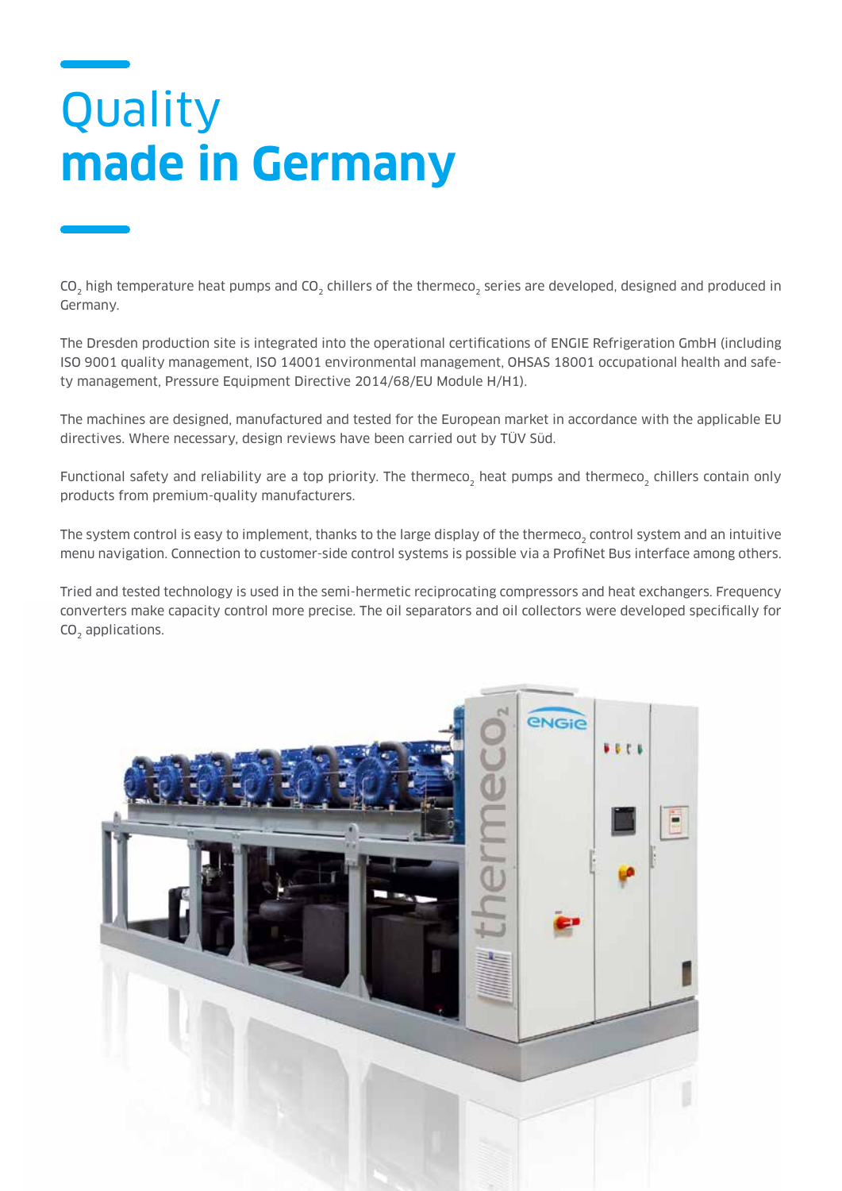# Quality **made in Germany**

$CO_2$ high temperature heat pumps and $CO_2$ chillers of the thermeco$_2$ series are developed, designed and produced in Germany.

The Dresden production site is integrated into the operational certifications of ENGIE Refrigeration GmbH (including ISO 9001 quality management, ISO 14001 environmental management, OHSAS 18001 occupational health and safety management, Pressure Equipment Directive 2014/68/EU Module H/H1).

The machines are designed, manufactured and tested for the European market in accordance with the applicable EU directives. Where necessary, design reviews have been carried out by TÜV Süd.

Functional safety and reliability are a top priority. The thermeco$_2$ heat pumps and thermeco$_2$ chillers contain only products from premium-quality manufacturers.

The system control is easy to implement, thanks to the large display of the thermeco$_2$ control system and an intuitive menu navigation. Connection to customer-side control systems is possible via a ProfiNet Bus interface among others.

Tried and tested technology is used in the semi-hermetic reciprocating compressors and heat exchangers. Frequency converters make capacity control more precise. The oil separators and oil collectors were developed specifically for $CO_2$ applications.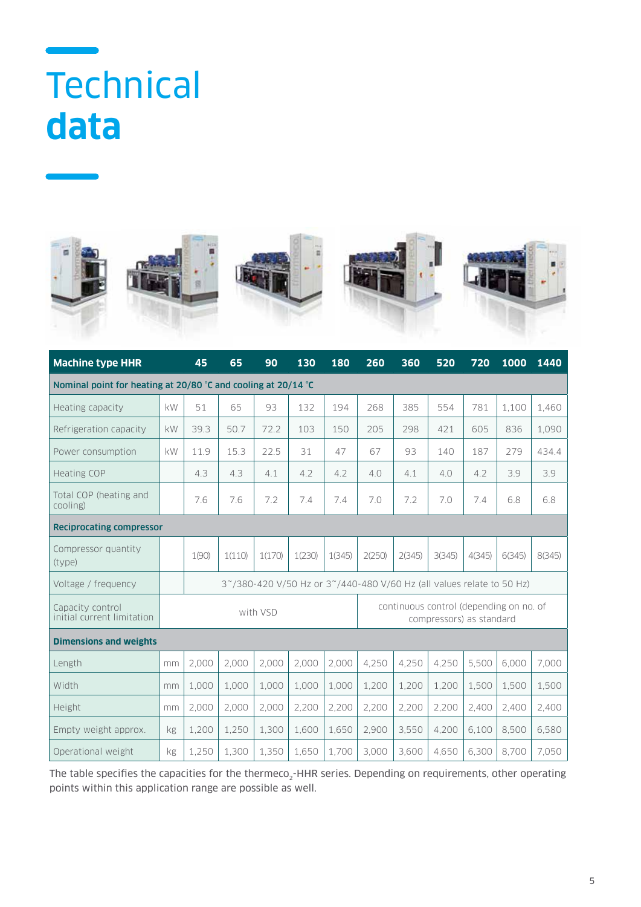# Technical **data**

| Machine type HHR | | 45 | 65 | 90 | 130 | 180 | 260 | 360 | 520 | 720 | 1000 | 1440 |
|---|---|---|---|---|---|---|---|---|---|---|---|---|
| **Nominal point for heating at 20/80 °C and cooling at 20/14 °C** | | | | | | | | | | | | |
| Heating capacity | kW | 51 | 65 | 93 | 132 | 194 | 268 | 385 | 554 | 781 | 1,100 | 1,460 |
| Refrigeration capacity | kW | 39.3 | 50.7 | 72.2 | 103 | 150 | 205 | 298 | 421 | 605 | 836 | 1,090 |
| Power consumption | kW | 11.9 | 15.3 | 22.5 | 31 | 47 | 67 | 93 | 140 | 187 | 279 | 434.4 |
| Heating COP | | 4.3 | 4.3 | 4.1 | 4.2 | 4.2 | 4.0 | 4.1 | 4.0 | 4.2 | 3.9 | 3.9 |
| Total COP (heating and cooling) | | 7.6 | 7.6 | 7.2 | 7.4 | 7.4 | 7.0 | 7.2 | 7.0 | 7.4 | 6.8 | 6.8 |
| **Reciprocating compressor** | | | | | | | | | | | | |
| Compressor quantity (type) | | 1(90) | 1(110) | 1(170) | 1(230) | 1(345) | 2(250) | 2(345) | 3(345) | 4(345) | 6(345) | 8(345) |
| Voltage / frequency | | 3~/380-420 V/50 Hz or 3~/440-480 V/60 Hz (all values relate to 50 Hz) | | | | | | | | | | |
| Capacity control initial current limitation | | with VSD | | | | | continuous control (depending on no. of compressors) as standard | | | | | |
| **Dimensions and weights** | | | | | | | | | | | | |
| Length | mm | 2,000 | 2,000 | 2,000 | 2,000 | 2,000 | 4,250 | 4,250 | 4,250 | 5,500 | 6,000 | 7,000 |
| Width | mm | 1,000 | 1,000 | 1,000 | 1,000 | 1,000 | 1,200 | 1,200 | 1,200 | 1,500 | 1,500 | 1,500 |
| Height | mm | 2,000 | 2,000 | 2,000 | 2,200 | 2,200 | 2,200 | 2,200 | 2,200 | 2,400 | 2,400 | 2,400 |
| Empty weight approx. | kg | 1,200 | 1,250 | 1,300 | 1,600 | 1,650 | 2,900 | 3,550 | 4,200 | 6,100 | 8,500 | 6,580 |
| Operational weight | kg | 1,250 | 1,300 | 1,350 | 1,650 | 1,700 | 3,000 | 3,600 | 4,650 | 6,300 | 8,700 | 7,050 |

The table specifies the capacities for the thermeco$_2$-HHR series. Depending on requirements, other operating points within this application range are possible as well.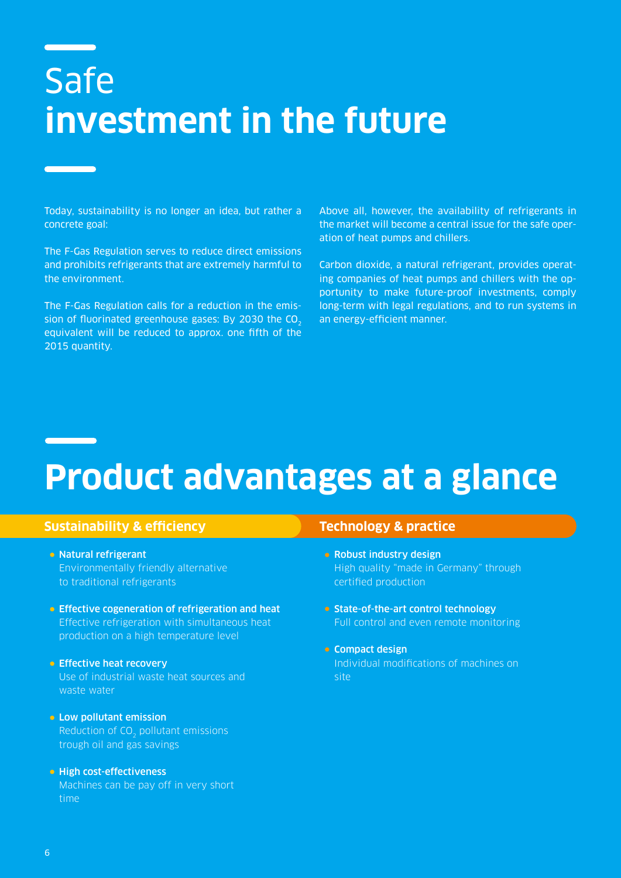# Safe
# **investment in the future**

Today, sustainability is no longer an idea, but rather a concrete goal:

The F-Gas Regulation serves to reduce direct emissions and prohibits refrigerants that are extremely harmful to the environment.

The F-Gas Regulation calls for a reduction in the emission of fluorinated greenhouse gases: By 2030 the $CO_2$ equivalent will be reduced to approx. one fifth of the 2015 quantity.

Above all, however, the availability of refrigerants in the market will become a central issue for the safe operation of heat pumps and chillers.

Carbon dioxide, a natural refrigerant, provides operating companies of heat pumps and chillers with the opportunity to make future-proof investments, comply long-term with legal regulations, and to run systems in an energy-efficient manner.

# Product advantages at a glance

## Sustainability & efficiency

- **Natural refrigerant**
  Environmentally friendly alternative to traditional refrigerants
- **Effective cogeneration of refrigeration and heat**
  Effective refrigeration with simultaneous heat production on a high temperature level
- **Effective heat recovery**
  Use of industrial waste heat sources and waste water
- **Low pollutant emission**
  Reduction of $CO_2$ pollutant emissions trough oil and gas savings
- **High cost-effectiveness**
  Machines can be pay off in very short time

## Technology & practice

- **Robust industry design**
  High quality "made in Germany" through certified production
- **State-of-the-art control technology**
  Full control and even remote monitoring
- **Compact design**
  Individual modifications of machines on site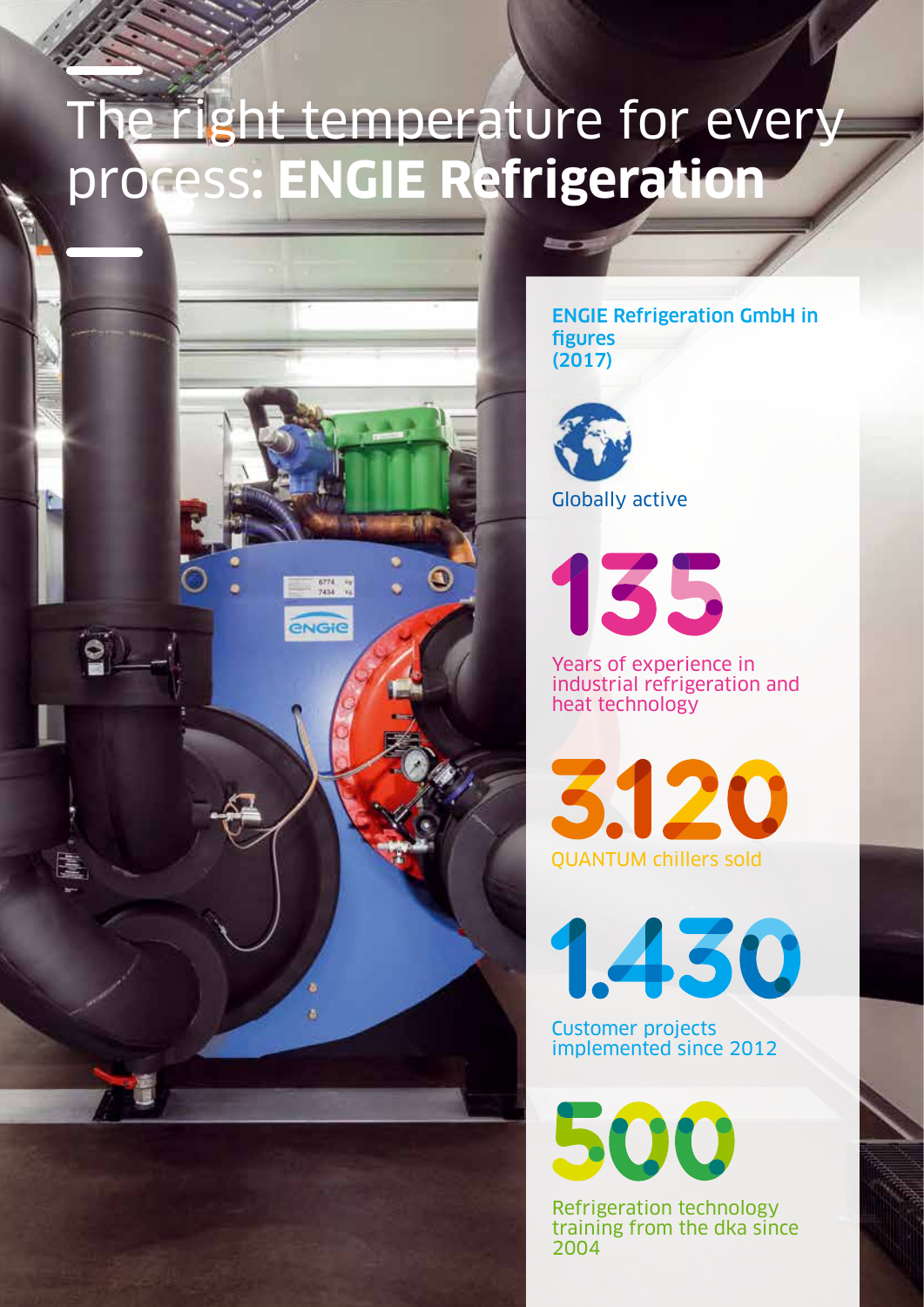# The right temperature for every process: **ENGIE Refrigeration**

**ENGIE Refrigeration GmbH in figures (2017)**

Globally active

**135**

Years of experience in industrial refrigeration and heat technology

**3.120**

QUANTUM chillers sold

**1.430**

Customer projects implemented since 2012

**500**

Refrigeration technology training from the dka since 2004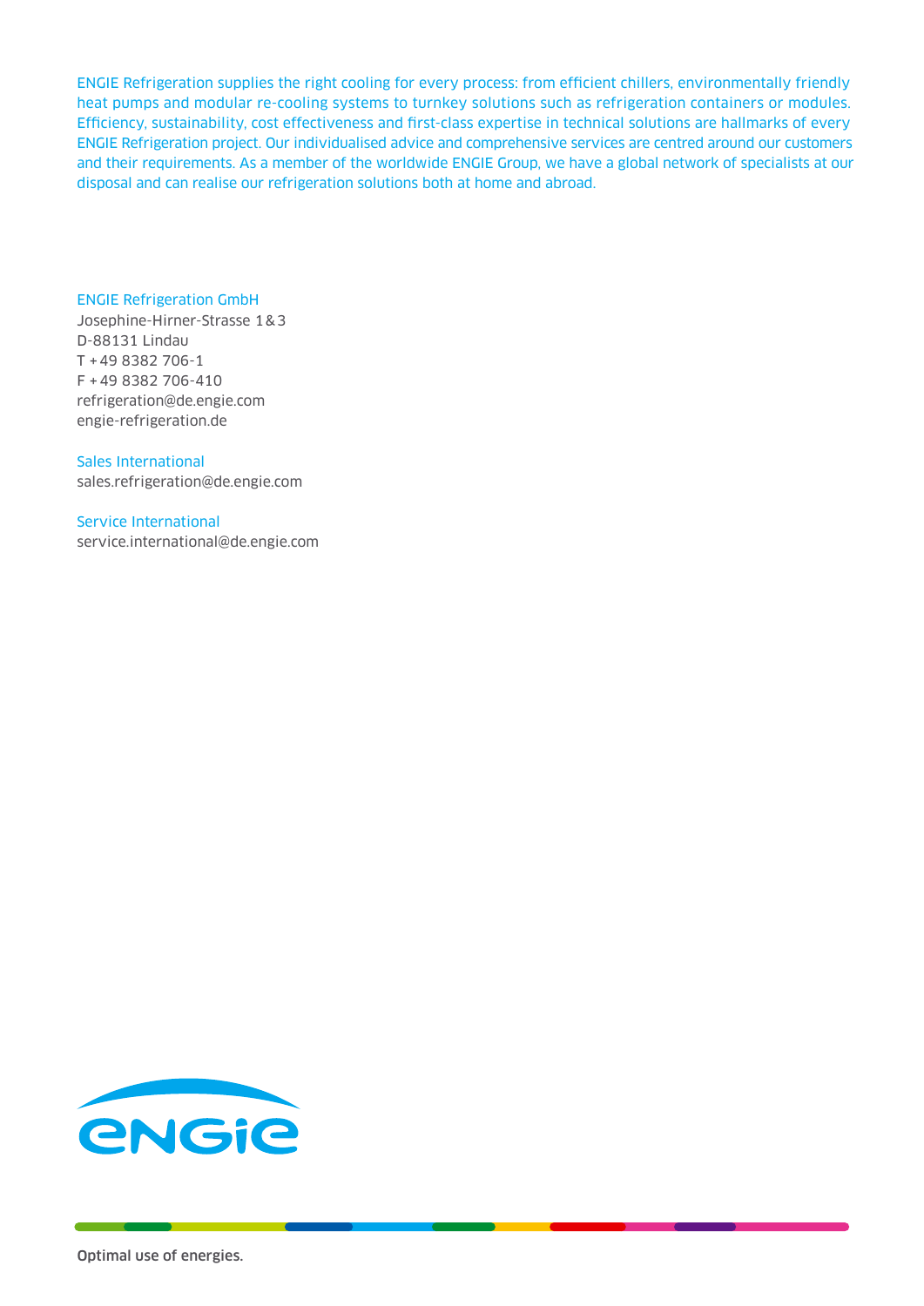ENGIE Refrigeration supplies the right cooling for every process: from efficient chillers, environmentally friendly heat pumps and modular re-cooling systems to turnkey solutions such as refrigeration containers or modules. Efficiency, sustainability, cost effectiveness and first-class expertise in technical solutions are hallmarks of every ENGIE Refrigeration project. Our individualised advice and comprehensive services are centred around our customers and their requirements. As a member of the worldwide ENGIE Group, we have a global network of specialists at our disposal and can realise our refrigeration solutions both at home and abroad.

ENGIE Refrigeration GmbH
Josephine-Hirner-Strasse 1 & 3
D-88131 Lindau
T + 49 8382 706-1
F + 49 8382 706-410
refrigeration@de.engie.com
engie-refrigeration.de

Sales International
sales.refrigeration@de.engie.com

Service International
service.international@de.engie.com

Optimal use of energies.